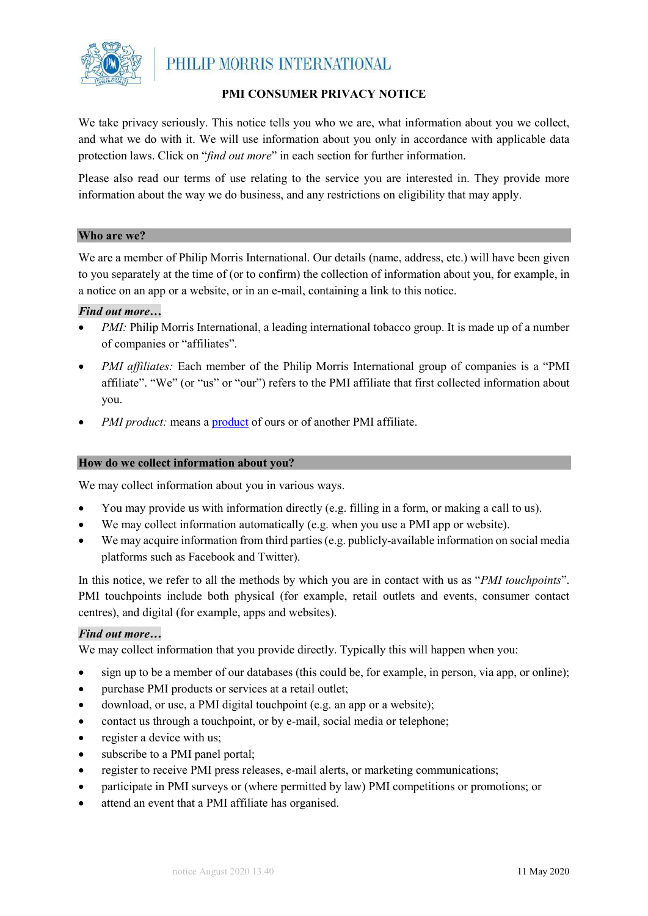# PMI CONSUMER PRIVACY NOTICE

We take privacy seriously. This notice tells you who we are, what information about you we collect, and what we do with it. We will use information about you only in accordance with applicable data protection laws. Click on "*find out more*" in each section for further information.

Please also read our terms of use relating to the service you are interested in. They provide more information about the way we do business, and any restrictions on eligibility that may apply.

## Who are we?

We are a member of Philip Morris International. Our details (name, address, etc.) will have been given to you separately at the time of (or to confirm) the collection of information about you, for example, in a notice on an app or a website, or in an e-mail, containing a link to this notice.

***Find out more…***

- *PMI:* Philip Morris International, a leading international tobacco group. It is made up of a number of companies or "affiliates".
- *PMI affiliates:* Each member of the Philip Morris International group of companies is a "PMI affiliate". "We" (or "us" or "our") refers to the PMI affiliate that first collected information about you.
- *PMI product:* means a product of ours or of another PMI affiliate.

## How do we collect information about you?

We may collect information about you in various ways.

- You may provide us with information directly (e.g. filling in a form, or making a call to us).
- We may collect information automatically (e.g. when you use a PMI app or website).
- We may acquire information from third parties (e.g. publicly-available information on social media platforms such as Facebook and Twitter).

In this notice, we refer to all the methods by which you are in contact with us as "*PMI touchpoints*". PMI touchpoints include both physical (for example, retail outlets and events, consumer contact centres), and digital (for example, apps and websites).

***Find out more…***

We may collect information that you provide directly. Typically this will happen when you:

- sign up to be a member of our databases (this could be, for example, in person, via app, or online);
- purchase PMI products or services at a retail outlet;
- download, or use, a PMI digital touchpoint (e.g. an app or a website);
- contact us through a touchpoint, or by e-mail, social media or telephone;
- register a device with us;
- subscribe to a PMI panel portal;
- register to receive PMI press releases, e-mail alerts, or marketing communications;
- participate in PMI surveys or (where permitted by law) PMI competitions or promotions; or
- attend an event that a PMI affiliate has organised.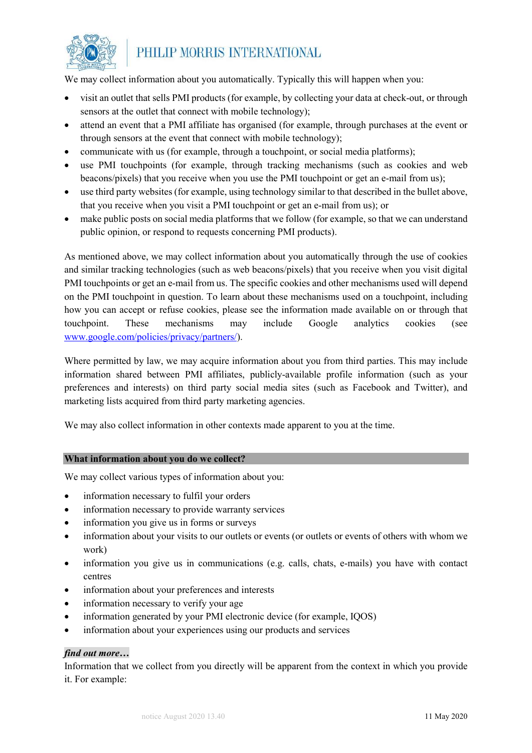We may collect information about you automatically. Typically this will happen when you:

- visit an outlet that sells PMI products (for example, by collecting your data at check-out, or through sensors at the outlet that connect with mobile technology);
- attend an event that a PMI affiliate has organised (for example, through purchases at the event or through sensors at the event that connect with mobile technology);
- communicate with us (for example, through a touchpoint, or social media platforms);
- use PMI touchpoints (for example, through tracking mechanisms (such as cookies and web beacons/pixels) that you receive when you use the PMI touchpoint or get an e-mail from us);
- use third party websites (for example, using technology similar to that described in the bullet above, that you receive when you visit a PMI touchpoint or get an e-mail from us); or
- make public posts on social media platforms that we follow (for example, so that we can understand public opinion, or respond to requests concerning PMI products).

As mentioned above, we may collect information about you automatically through the use of cookies and similar tracking technologies (such as web beacons/pixels) that you receive when you visit digital PMI touchpoints or get an e-mail from us. The specific cookies and other mechanisms used will depend on the PMI touchpoint in question. To learn about these mechanisms used on a touchpoint, including how you can accept or refuse cookies, please see the information made available on or through that touchpoint. These mechanisms may include Google analytics cookies (see [www.google.com/policies/privacy/partners/](www.google.com/policies/privacy/partners/)).

Where permitted by law, we may acquire information about you from third parties. This may include information shared between PMI affiliates, publicly-available profile information (such as your preferences and interests) on third party social media sites (such as Facebook and Twitter), and marketing lists acquired from third party marketing agencies.

We may also collect information in other contexts made apparent to you at the time.

## What information about you do we collect?

We may collect various types of information about you:

- information necessary to fulfil your orders
- information necessary to provide warranty services
- information you give us in forms or surveys
- information about your visits to our outlets or events (or outlets or events of others with whom we work)
- information you give us in communications (e.g. calls, chats, e-mails) you have with contact centres
- information about your preferences and interests
- information necessary to verify your age
- information generated by your PMI electronic device (for example, IQOS)
- information about your experiences using our products and services

***find out more…***

Information that we collect from you directly will be apparent from the context in which you provide it. For example: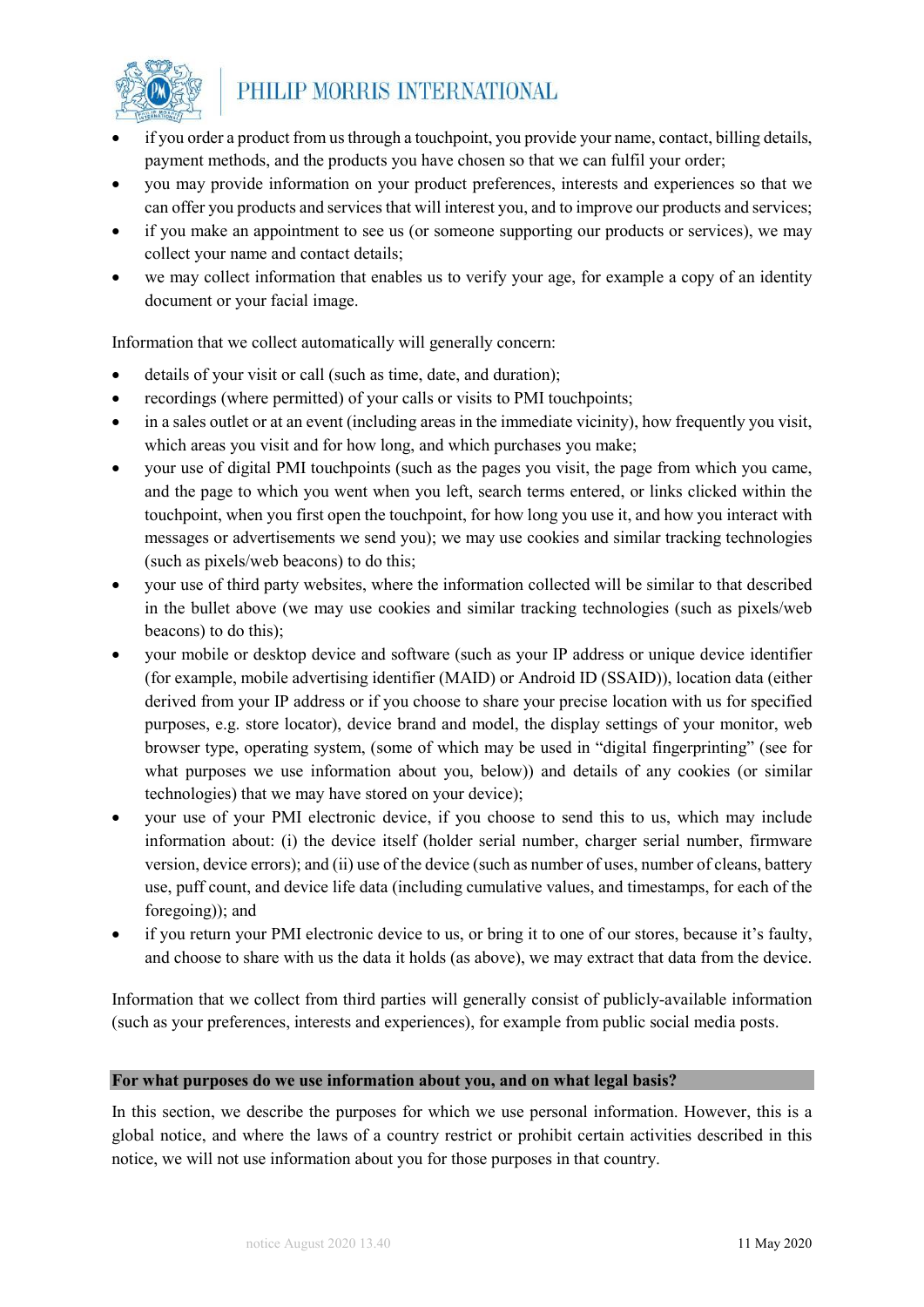- if you order a product from us through a touchpoint, you provide your name, contact, billing details, payment methods, and the products you have chosen so that we can fulfil your order;
- you may provide information on your product preferences, interests and experiences so that we can offer you products and services that will interest you, and to improve our products and services;
- if you make an appointment to see us (or someone supporting our products or services), we may collect your name and contact details;
- we may collect information that enables us to verify your age, for example a copy of an identity document or your facial image.

Information that we collect automatically will generally concern:

- details of your visit or call (such as time, date, and duration);
- recordings (where permitted) of your calls or visits to PMI touchpoints;
- in a sales outlet or at an event (including areas in the immediate vicinity), how frequently you visit, which areas you visit and for how long, and which purchases you make;
- your use of digital PMI touchpoints (such as the pages you visit, the page from which you came, and the page to which you went when you left, search terms entered, or links clicked within the touchpoint, when you first open the touchpoint, for how long you use it, and how you interact with messages or advertisements we send you); we may use cookies and similar tracking technologies (such as pixels/web beacons) to do this;
- your use of third party websites, where the information collected will be similar to that described in the bullet above (we may use cookies and similar tracking technologies (such as pixels/web beacons) to do this);
- your mobile or desktop device and software (such as your IP address or unique device identifier (for example, mobile advertising identifier (MAID) or Android ID (SSAID)), location data (either derived from your IP address or if you choose to share your precise location with us for specified purposes, e.g. store locator), device brand and model, the display settings of your monitor, web browser type, operating system, (some of which may be used in "digital fingerprinting" (see for what purposes we use information about you, below)) and details of any cookies (or similar technologies) that we may have stored on your device);
- your use of your PMI electronic device, if you choose to send this to us, which may include information about: (i) the device itself (holder serial number, charger serial number, firmware version, device errors); and (ii) use of the device (such as number of uses, number of cleans, battery use, puff count, and device life data (including cumulative values, and timestamps, for each of the foregoing)); and
- if you return your PMI electronic device to us, or bring it to one of our stores, because it's faulty, and choose to share with us the data it holds (as above), we may extract that data from the device.

Information that we collect from third parties will generally consist of publicly-available information (such as your preferences, interests and experiences), for example from public social media posts.

## For what purposes do we use information about you, and on what legal basis?

In this section, we describe the purposes for which we use personal information. However, this is a global notice, and where the laws of a country restrict or prohibit certain activities described in this notice, we will not use information about you for those purposes in that country.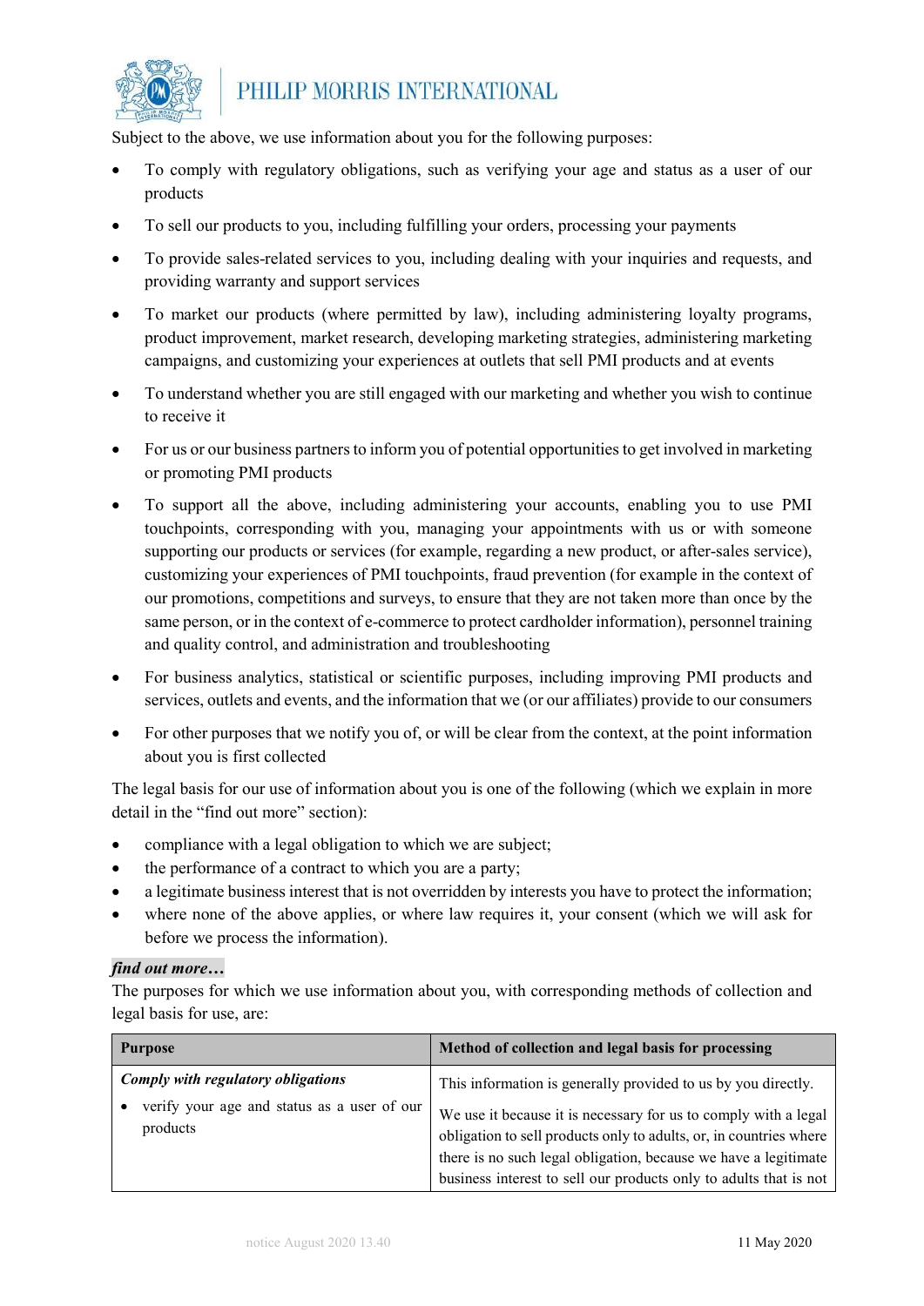Subject to the above, we use information about you for the following purposes:

- To comply with regulatory obligations, such as verifying your age and status as a user of our products
- To sell our products to you, including fulfilling your orders, processing your payments
- To provide sales-related services to you, including dealing with your inquiries and requests, and providing warranty and support services
- To market our products (where permitted by law), including administering loyalty programs, product improvement, market research, developing marketing strategies, administering marketing campaigns, and customizing your experiences at outlets that sell PMI products and at events
- To understand whether you are still engaged with our marketing and whether you wish to continue to receive it
- For us or our business partners to inform you of potential opportunities to get involved in marketing or promoting PMI products
- To support all the above, including administering your accounts, enabling you to use PMI touchpoints, corresponding with you, managing your appointments with us or with someone supporting our products or services (for example, regarding a new product, or after-sales service), customizing your experiences of PMI touchpoints, fraud prevention (for example in the context of our promotions, competitions and surveys, to ensure that they are not taken more than once by the same person, or in the context of e-commerce to protect cardholder information), personnel training and quality control, and administration and troubleshooting
- For business analytics, statistical or scientific purposes, including improving PMI products and services, outlets and events, and the information that we (or our affiliates) provide to our consumers
- For other purposes that we notify you of, or will be clear from the context, at the point information about you is first collected

The legal basis for our use of information about you is one of the following (which we explain in more detail in the "find out more" section):

- compliance with a legal obligation to which we are subject;
- the performance of a contract to which you are a party;
- a legitimate business interest that is not overridden by interests you have to protect the information;
- where none of the above applies, or where law requires it, your consent (which we will ask for before we process the information).

***find out more…***

The purposes for which we use information about you, with corresponding methods of collection and legal basis for use, are:

| Purpose | Method of collection and legal basis for processing |
|---|---|
| ***Comply with regulatory obligations*** <br> • verify your age and status as a user of our products | This information is generally provided to us by you directly. <br><br> We use it because it is necessary for us to comply with a legal obligation to sell products only to adults, or, in countries where there is no such legal obligation, because we have a legitimate business interest to sell our products only to adults that is not |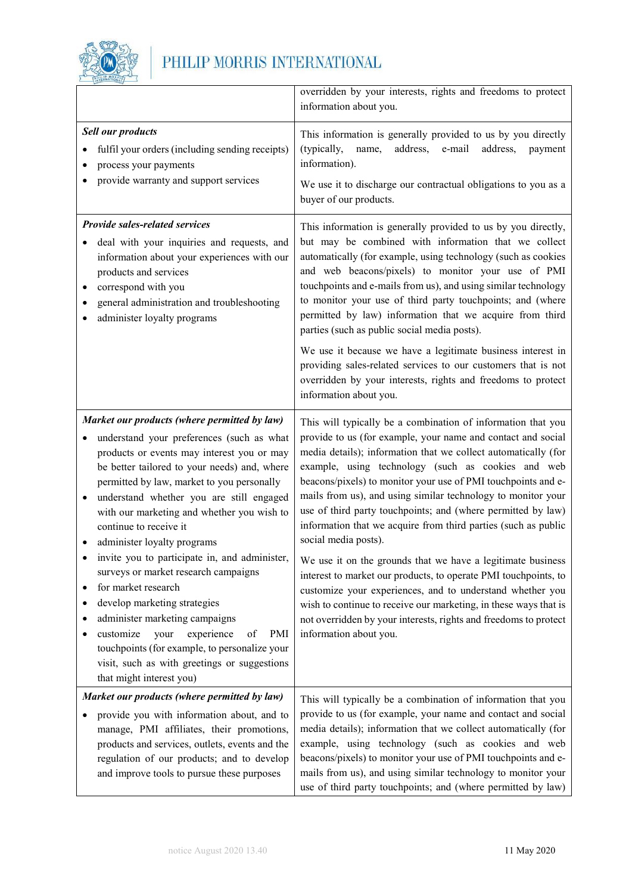| | |
|---|---|
| | overridden by your interests, rights and freedoms to protect information about you. |
| ***Sell our products***<br>• fulfil your orders (including sending receipts)<br>• process your payments<br>• provide warranty and support services | This information is generally provided to us by you directly (typically, name, address, e-mail address, payment information).<br><br>We use it to discharge our contractual obligations to you as a buyer of our products. |
| ***Provide sales-related services***<br>• deal with your inquiries and requests, and information about your experiences with our products and services<br>• correspond with you<br>• general administration and troubleshooting<br>• administer loyalty programs | This information is generally provided to us by you directly, but may be combined with information that we collect automatically (for example, using technology (such as cookies and web beacons/pixels) to monitor your use of PMI touchpoints and e-mails from us), and using similar technology to monitor your use of third party touchpoints; and (where permitted by law) information that we acquire from third parties (such as public social media posts).<br><br>We use it because we have a legitimate business interest in providing sales-related services to our customers that is not overridden by your interests, rights and freedoms to protect information about you. |
| ***Market our products (where permitted by law)***<br>• understand your preferences (such as what products or events may interest you or may be better tailored to your needs) and, where permitted by law, market to you personally<br>• understand whether you are still engaged with our marketing and whether you wish to continue to receive it<br>• administer loyalty programs<br>• invite you to participate in, and administer, surveys or market research campaigns<br>• for market research<br>• develop marketing strategies<br>• administer marketing campaigns<br>• customize your experience of PMI touchpoints (for example, to personalize your visit, such as with greetings or suggestions that might interest you) | This will typically be a combination of information that you provide to us (for example, your name and contact and social media details); information that we collect automatically (for example, using technology (such as cookies and web beacons/pixels) to monitor your use of PMI touchpoints and e-mails from us), and using similar technology to monitor your use of third party touchpoints; and (where permitted by law) information that we acquire from third parties (such as public social media posts).<br><br>We use it on the grounds that we have a legitimate business interest to market our products, to operate PMI touchpoints, to customize your experiences, and to understand whether you wish to continue to receive our marketing, in these ways that is not overridden by your interests, rights and freedoms to protect information about you. |
| ***Market our products (where permitted by law)***<br>• provide you with information about, and to manage, PMI affiliates, their promotions, products and services, outlets, events and the regulation of our products; and to develop and improve tools to pursue these purposes | This will typically be a combination of information that you provide to us (for example, your name and contact and social media details); information that we collect automatically (for example, using technology (such as cookies and web beacons/pixels) to monitor your use of PMI touchpoints and e-mails from us), and using similar technology to monitor your use of third party touchpoints; and (where permitted by law) |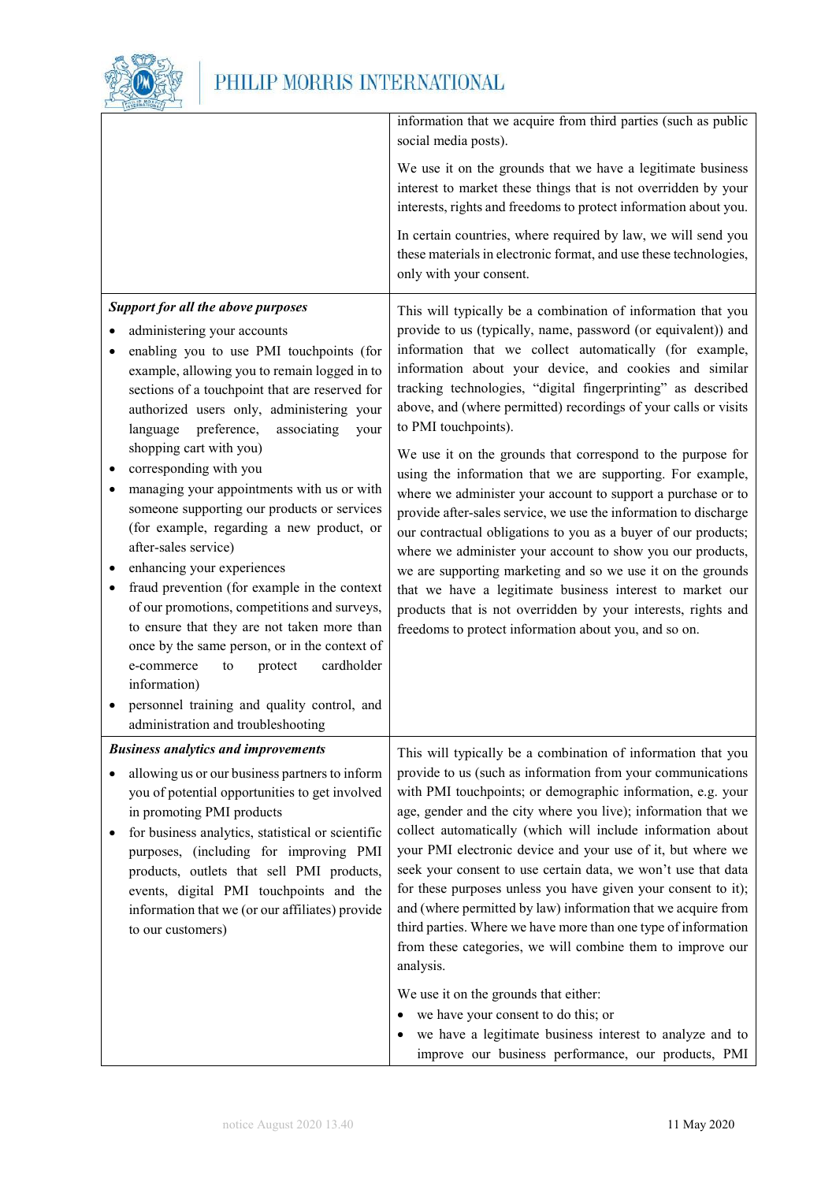| | |
|---|---|
| | information that we acquire from third parties (such as public social media posts).<br><br>We use it on the grounds that we have a legitimate business interest to market these things that is not overridden by your interests, rights and freedoms to protect information about you.<br><br>In certain countries, where required by law, we will send you these materials in electronic format, and use these technologies, only with your consent. |
| ***Support for all the above purposes***<br>• administering your accounts<br>• enabling you to use PMI touchpoints (for example, allowing you to remain logged in to sections of a touchpoint that are reserved for authorized users only, administering your language preference, associating your shopping cart with you)<br>• corresponding with you<br>• managing your appointments with us or with someone supporting our products or services (for example, regarding a new product, or after-sales service)<br>• enhancing your experiences<br>• fraud prevention (for example in the context of our promotions, competitions and surveys, to ensure that they are not taken more than once by the same person, or in the context of e-commerce to protect cardholder information)<br>• personnel training and quality control, and administration and troubleshooting | This will typically be a combination of information that you provide to us (typically, name, password (or equivalent)) and information that we collect automatically (for example, information about your device, and cookies and similar tracking technologies, "digital fingerprinting" as described above, and (where permitted) recordings of your calls or visits to PMI touchpoints).<br><br>We use it on the grounds that correspond to the purpose for using the information that we are supporting. For example, where we administer your account to support a purchase or to provide after-sales service, we use the information to discharge our contractual obligations to you as a buyer of our products; where we administer your account to show you our products, we are supporting marketing and so we use it on the grounds that we have a legitimate business interest to market our products that is not overridden by your interests, rights and freedoms to protect information about you, and so on. |
| ***Business analytics and improvements***<br>• allowing us or our business partners to inform you of potential opportunities to get involved in promoting PMI products<br>• for business analytics, statistical or scientific purposes, (including for improving PMI products, outlets that sell PMI products, events, digital PMI touchpoints and the information that we (or our affiliates) provide to our customers) | This will typically be a combination of information that you provide to us (such as information from your communications with PMI touchpoints; or demographic information, e.g. your age, gender and the city where you live); information that we collect automatically (which will include information about your PMI electronic device and your use of it, but where we seek your consent to use certain data, we won't use that data for these purposes unless you have given your consent to it); and (where permitted by law) information that we acquire from third parties. Where we have more than one type of information from these categories, we will combine them to improve our analysis.<br><br>We use it on the grounds that either:<br>• we have your consent to do this; or<br>• we have a legitimate business interest to analyze and to improve our business performance, our products, PMI |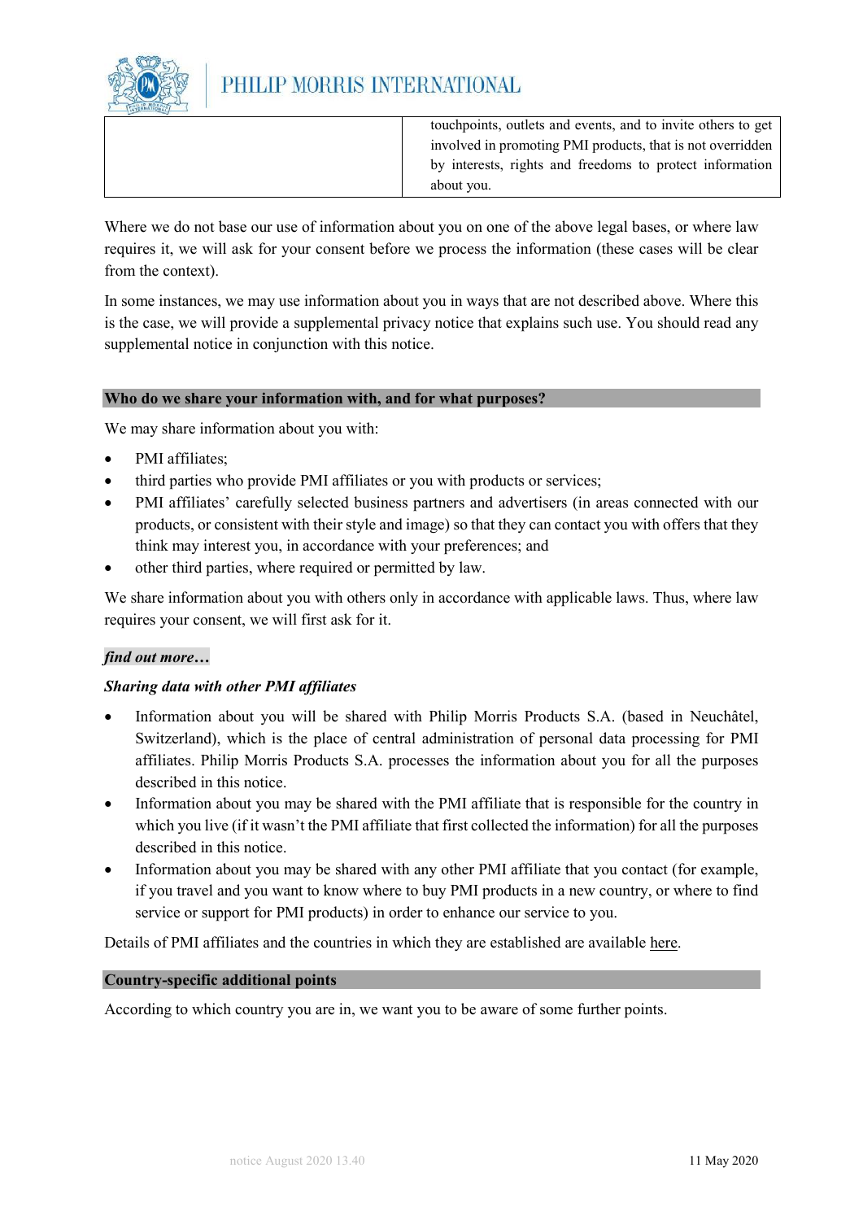| | touchpoints, outlets and events, and to invite others to get involved in promoting PMI products, that is not overridden by interests, rights and freedoms to protect information about you. |
| --- | --- |

Where we do not base our use of information about you on one of the above legal bases, or where law requires it, we will ask for your consent before we process the information (these cases will be clear from the context).

In some instances, we may use information about you in ways that are not described above. Where this is the case, we will provide a supplemental privacy notice that explains such use. You should read any supplemental notice in conjunction with this notice.

## Who do we share your information with, and for what purposes?

We may share information about you with:

- PMI affiliates;
- third parties who provide PMI affiliates or you with products or services;
- PMI affiliates' carefully selected business partners and advertisers (in areas connected with our products, or consistent with their style and image) so that they can contact you with offers that they think may interest you, in accordance with your preferences; and
- other third parties, where required or permitted by law.

We share information about you with others only in accordance with applicable laws. Thus, where law requires your consent, we will first ask for it.

***find out more…***

***Sharing data with other PMI affiliates***

- Information about you will be shared with Philip Morris Products S.A. (based in Neuchâtel, Switzerland), which is the place of central administration of personal data processing for PMI affiliates. Philip Morris Products S.A. processes the information about you for all the purposes described in this notice.
- Information about you may be shared with the PMI affiliate that is responsible for the country in which you live (if it wasn't the PMI affiliate that first collected the information) for all the purposes described in this notice.
- Information about you may be shared with any other PMI affiliate that you contact (for example, if you travel and you want to know where to buy PMI products in a new country, or where to find service or support for PMI products) in order to enhance our service to you.

Details of PMI affiliates and the countries in which they are established are available here.

## Country-specific additional points

According to which country you are in, we want you to be aware of some further points.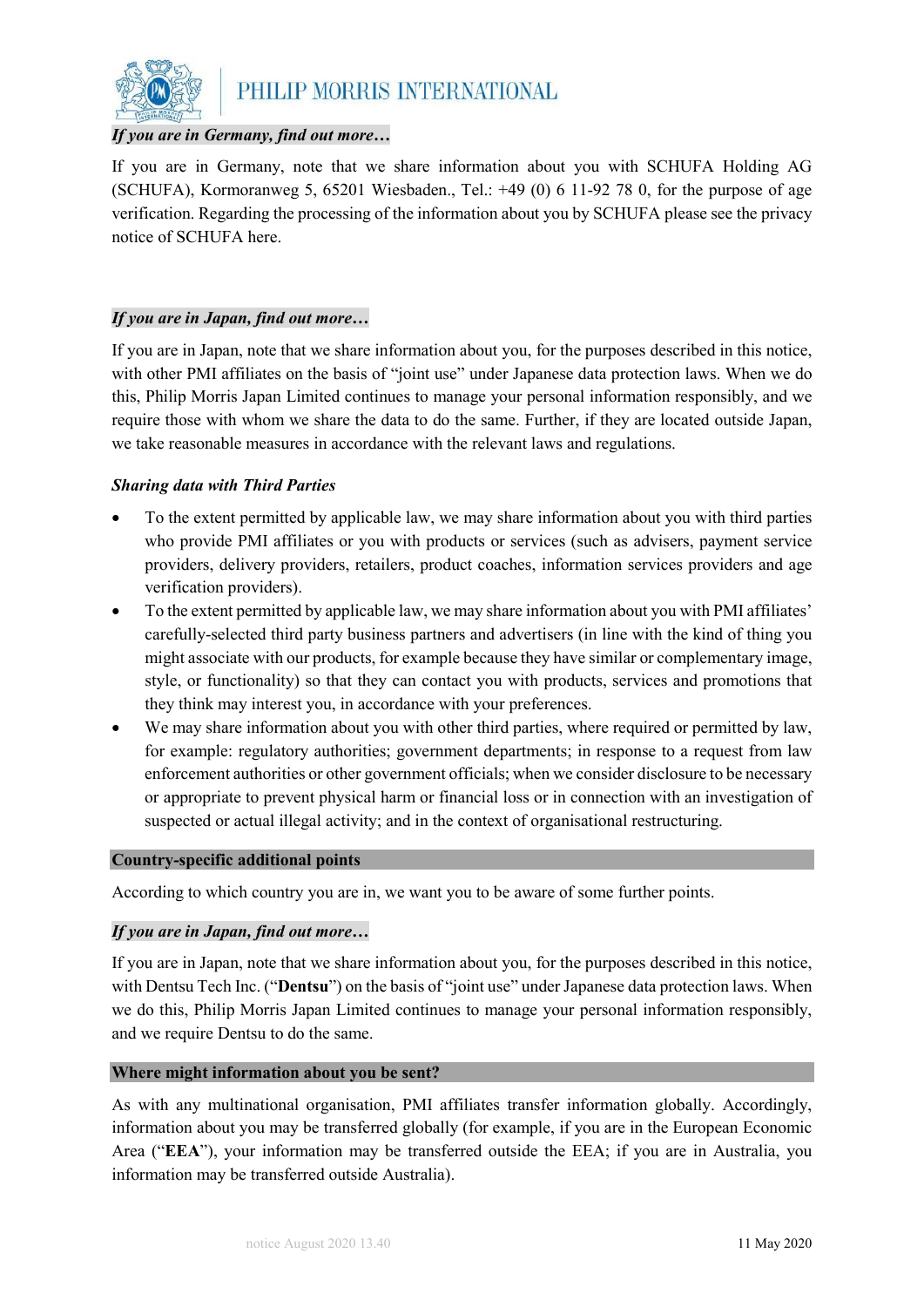***If you are in Germany, find out more…***

If you are in Germany, note that we share information about you with SCHUFA Holding AG (SCHUFA), Kormoranweg 5, 65201 Wiesbaden., Tel.: +49 (0) 6 11-92 78 0, for the purpose of age verification. Regarding the processing of the information about you by SCHUFA please see the privacy notice of SCHUFA here.

***If you are in Japan, find out more…***

If you are in Japan, note that we share information about you, for the purposes described in this notice, with other PMI affiliates on the basis of "joint use" under Japanese data protection laws. When we do this, Philip Morris Japan Limited continues to manage your personal information responsibly, and we require those with whom we share the data to do the same. Further, if they are located outside Japan, we take reasonable measures in accordance with the relevant laws and regulations.

***Sharing data with Third Parties***

- To the extent permitted by applicable law, we may share information about you with third parties who provide PMI affiliates or you with products or services (such as advisers, payment service providers, delivery providers, retailers, product coaches, information services providers and age verification providers).
- To the extent permitted by applicable law, we may share information about you with PMI affiliates' carefully-selected third party business partners and advertisers (in line with the kind of thing you might associate with our products, for example because they have similar or complementary image, style, or functionality) so that they can contact you with products, services and promotions that they think may interest you, in accordance with your preferences.
- We may share information about you with other third parties, where required or permitted by law, for example: regulatory authorities; government departments; in response to a request from law enforcement authorities or other government officials; when we consider disclosure to be necessary or appropriate to prevent physical harm or financial loss or in connection with an investigation of suspected or actual illegal activity; and in the context of organisational restructuring.

## Country-specific additional points

According to which country you are in, we want you to be aware of some further points.

***If you are in Japan, find out more…***

If you are in Japan, note that we share information about you, for the purposes described in this notice, with Dentsu Tech Inc. ("**Dentsu**") on the basis of "joint use" under Japanese data protection laws. When we do this, Philip Morris Japan Limited continues to manage your personal information responsibly, and we require Dentsu to do the same.

## Where might information about you be sent?

As with any multinational organisation, PMI affiliates transfer information globally. Accordingly, information about you may be transferred globally (for example, if you are in the European Economic Area ("**EEA**"), your information may be transferred outside the EEA; if you are in Australia, you information may be transferred outside Australia).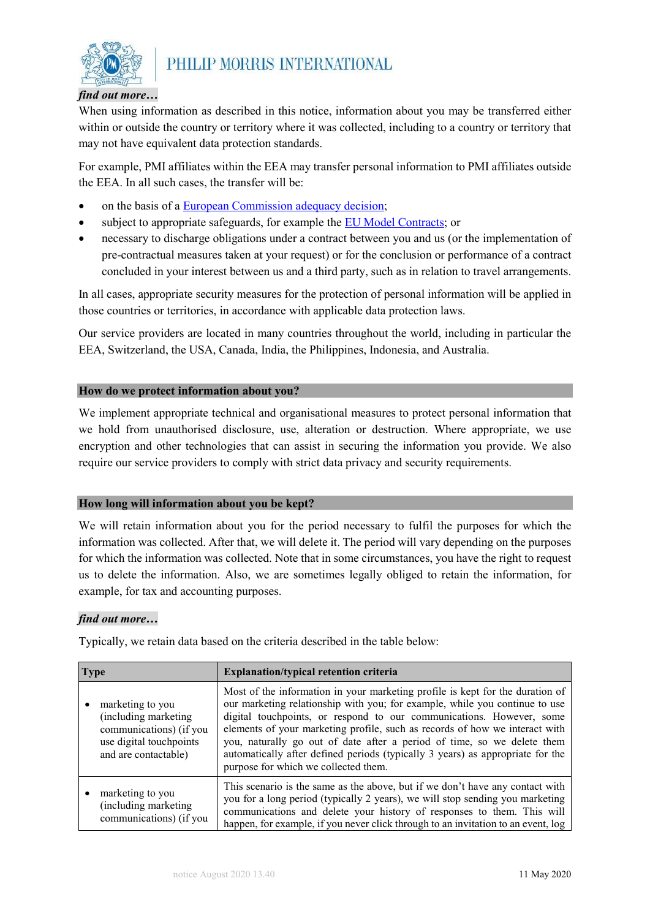***find out more…***

When using information as described in this notice, information about you may be transferred either within or outside the country or territory where it was collected, including to a country or territory that may not have equivalent data protection standards.

For example, PMI affiliates within the EEA may transfer personal information to PMI affiliates outside the EEA. In all such cases, the transfer will be:

- on the basis of a European Commission adequacy decision;
- subject to appropriate safeguards, for example the EU Model Contracts; or
- necessary to discharge obligations under a contract between you and us (or the implementation of pre-contractual measures taken at your request) or for the conclusion or performance of a contract concluded in your interest between us and a third party, such as in relation to travel arrangements.

In all cases, appropriate security measures for the protection of personal information will be applied in those countries or territories, in accordance with applicable data protection laws.

Our service providers are located in many countries throughout the world, including in particular the EEA, Switzerland, the USA, Canada, India, the Philippines, Indonesia, and Australia.

## How do we protect information about you?

We implement appropriate technical and organisational measures to protect personal information that we hold from unauthorised disclosure, use, alteration or destruction. Where appropriate, we use encryption and other technologies that can assist in securing the information you provide. We also require our service providers to comply with strict data privacy and security requirements.

## How long will information about you be kept?

We will retain information about you for the period necessary to fulfil the purposes for which the information was collected. After that, we will delete it. The period will vary depending on the purposes for which the information was collected. Note that in some circumstances, you have the right to request us to delete the information. Also, we are sometimes legally obliged to retain the information, for example, for tax and accounting purposes.

***find out more…***

Typically, we retain data based on the criteria described in the table below:

| Type | Explanation/typical retention criteria |
|---|---|
| • marketing to you (including marketing communications) (if you use digital touchpoints and are contactable) | Most of the information in your marketing profile is kept for the duration of our marketing relationship with you; for example, while you continue to use digital touchpoints, or respond to our communications. However, some elements of your marketing profile, such as records of how we interact with you, naturally go out of date after a period of time, so we delete them automatically after defined periods (typically 3 years) as appropriate for the purpose for which we collected them. |
| • marketing to you (including marketing communications) (if you | This scenario is the same as the above, but if we don't have any contact with you for a long period (typically 2 years), we will stop sending you marketing communications and delete your history of responses to them. This will happen, for example, if you never click through to an invitation to an event, log |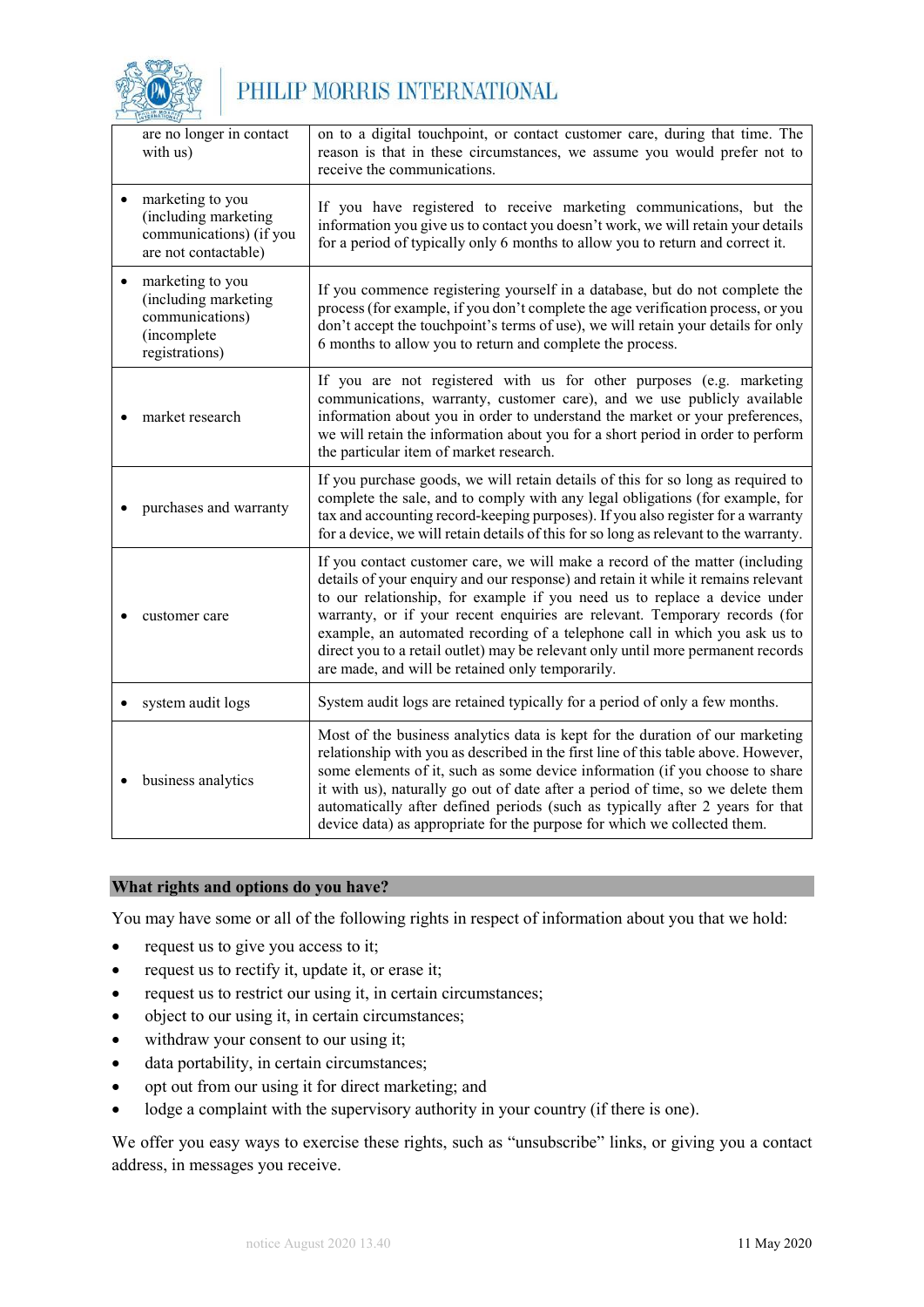| | |
|---|---|
| are no longer in contact with us) | on to a digital touchpoint, or contact customer care, during that time. The reason is that in these circumstances, we assume you would prefer not to receive the communications. |
| • marketing to you (including marketing communications) (if you are not contactable) | If you have registered to receive marketing communications, but the information you give us to contact you doesn't work, we will retain your details for a period of typically only 6 months to allow you to return and correct it. |
| • marketing to you (including marketing communications) (incomplete registrations) | If you commence registering yourself in a database, but do not complete the process (for example, if you don't complete the age verification process, or you don't accept the touchpoint's terms of use), we will retain your details for only 6 months to allow you to return and complete the process. |
| • market research | If you are not registered with us for other purposes (e.g. marketing communications, warranty, customer care), and we use publicly available information about you in order to understand the market or your preferences, we will retain the information about you for a short period in order to perform the particular item of market research. |
| • purchases and warranty | If you purchase goods, we will retain details of this for so long as required to complete the sale, and to comply with any legal obligations (for example, for tax and accounting record-keeping purposes). If you also register for a warranty for a device, we will retain details of this for so long as relevant to the warranty. |
| • customer care | If you contact customer care, we will make a record of the matter (including details of your enquiry and our response) and retain it while it remains relevant to our relationship, for example if you need us to replace a device under warranty, or if your recent enquiries are relevant. Temporary records (for example, an automated recording of a telephone call in which you ask us to direct you to a retail outlet) may be relevant only until more permanent records are made, and will be retained only temporarily. |
| • system audit logs | System audit logs are retained typically for a period of only a few months. |
| • business analytics | Most of the business analytics data is kept for the duration of our marketing relationship with you as described in the first line of this table above. However, some elements of it, such as some device information (if you choose to share it with us), naturally go out of date after a period of time, so we delete them automatically after defined periods (such as typically after 2 years for that device data) as appropriate for the purpose for which we collected them. |

## What rights and options do you have?

You may have some or all of the following rights in respect of information about you that we hold:

- request us to give you access to it;
- request us to rectify it, update it, or erase it;
- request us to restrict our using it, in certain circumstances;
- object to our using it, in certain circumstances;
- withdraw your consent to our using it;
- data portability, in certain circumstances;
- opt out from our using it for direct marketing; and
- lodge a complaint with the supervisory authority in your country (if there is one).

We offer you easy ways to exercise these rights, such as "unsubscribe" links, or giving you a contact address, in messages you receive.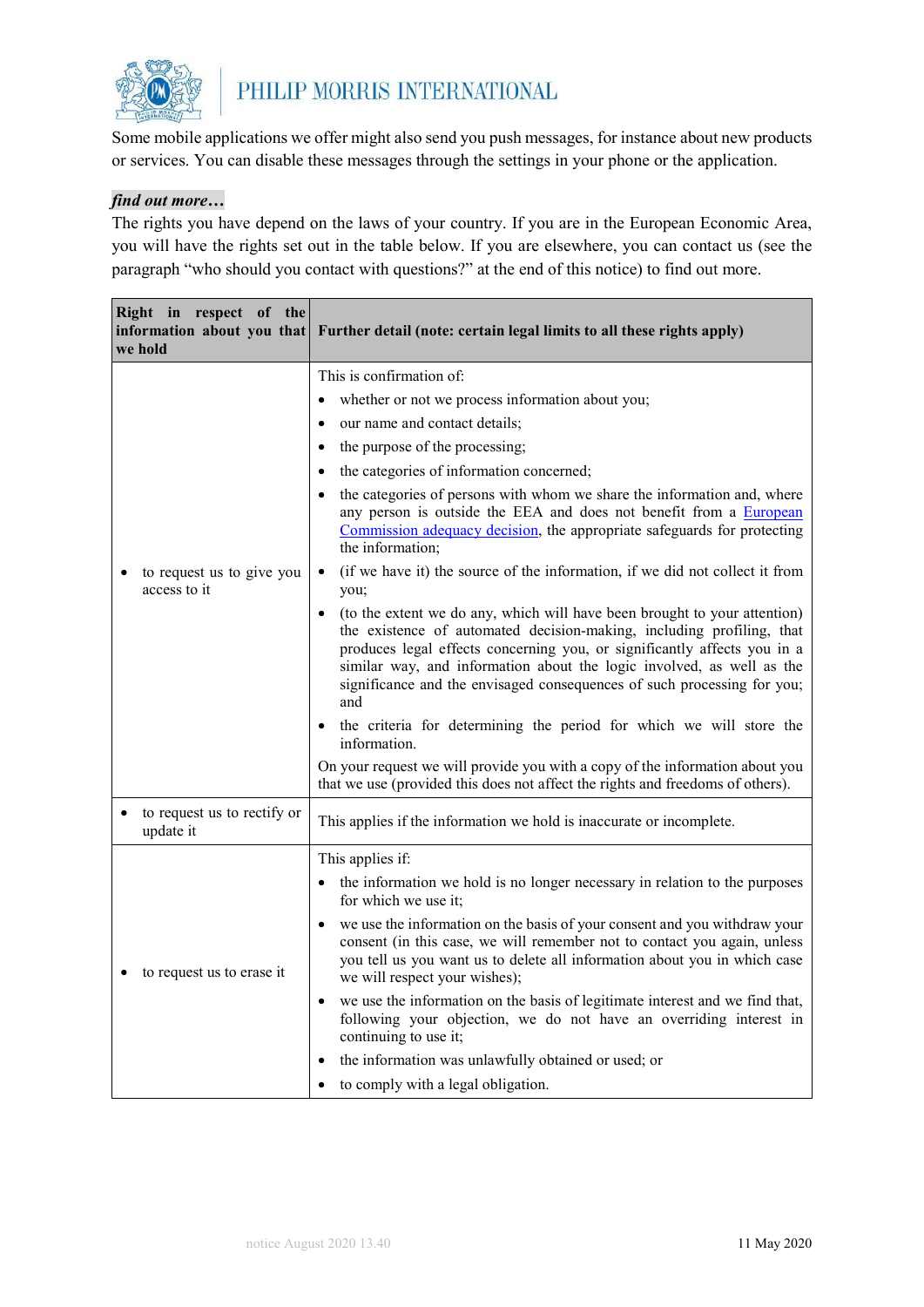Some mobile applications we offer might also send you push messages, for instance about new products or services. You can disable these messages through the settings in your phone or the application.

***find out more…***

The rights you have depend on the laws of your country. If you are in the European Economic Area, you will have the rights set out in the table below. If you are elsewhere, you can contact us (see the paragraph "who should you contact with questions?" at the end of this notice) to find out more.

| Right in respect of the information about you that we hold | Further detail (note: certain legal limits to all these rights apply) |
|---|---|
| • to request us to give you access to it | This is confirmation of:<br>• whether or not we process information about you;<br>• our name and contact details;<br>• the purpose of the processing;<br>• the categories of information concerned;<br>• the categories of persons with whom we share the information and, where any person is outside the EEA and does not benefit from a European Commission adequacy decision, the appropriate safeguards for protecting the information;<br>• (if we have it) the source of the information, if we did not collect it from you;<br>• (to the extent we do any, which will have been brought to your attention) the existence of automated decision-making, including profiling, that produces legal effects concerning you, or significantly affects you in a similar way, and information about the logic involved, as well as the significance and the envisaged consequences of such processing for you; and<br>• the criteria for determining the period for which we will store the information.<br>On your request we will provide you with a copy of the information about you that we use (provided this does not affect the rights and freedoms of others). |
| • to request us to rectify or update it | This applies if the information we hold is inaccurate or incomplete. |
| • to request us to erase it | This applies if:<br>• the information we hold is no longer necessary in relation to the purposes for which we use it;<br>• we use the information on the basis of your consent and you withdraw your consent (in this case, we will remember not to contact you again, unless you tell us you want us to delete all information about you in which case we will respect your wishes);<br>• we use the information on the basis of legitimate interest and we find that, following your objection, we do not have an overriding interest in continuing to use it;<br>• the information was unlawfully obtained or used; or<br>• to comply with a legal obligation. |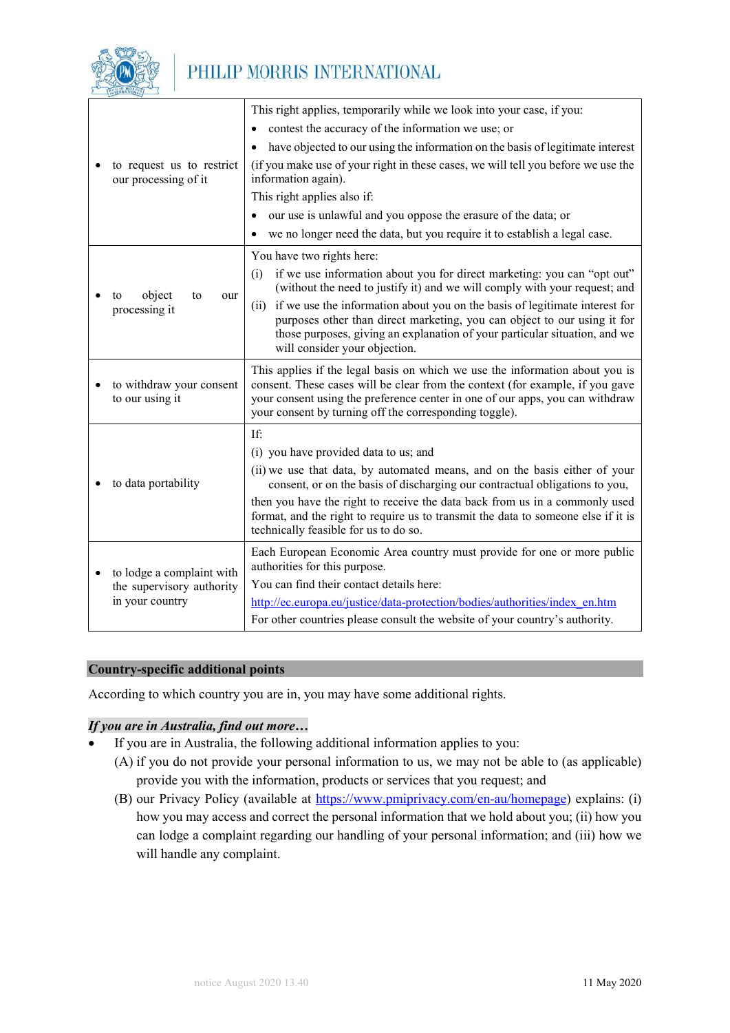| | |
|---|---|
| • to request us to restrict our processing of it | This right applies, temporarily while we look into your case, if you: • contest the accuracy of the information we use; or • have objected to our using the information on the basis of legitimate interest (if you make use of your right in these cases, we will tell you before we use the information again). This right applies also if: • our use is unlawful and you oppose the erasure of the data; or • we no longer need the data, but you require it to establish a legal case. |
| • to object to our processing it | You have two rights here: (i) if we use information about you for direct marketing: you can "opt out" (without the need to justify it) and we will comply with your request; and (ii) if we use the information about you on the basis of legitimate interest for purposes other than direct marketing, you can object to our using it for those purposes, giving an explanation of your particular situation, and we will consider your objection. |
| • to withdraw your consent to our using it | This applies if the legal basis on which we use the information about you is consent. These cases will be clear from the context (for example, if you gave your consent using the preference center in one of our apps, you can withdraw your consent by turning off the corresponding toggle). |
| • to data portability | If: (i) you have provided data to us; and (ii) we use that data, by automated means, and on the basis either of your consent, or on the basis of discharging our contractual obligations to you, then you have the right to receive the data back from us in a commonly used format, and the right to require us to transmit the data to someone else if it is technically feasible for us to do so. |
| • to lodge a complaint with the supervisory authority in your country | Each European Economic Area country must provide for one or more public authorities for this purpose. You can find their contact details here: http://ec.europa.eu/justice/data-protection/bodies/authorities/index_en.htm For other countries please consult the website of your country's authority. |

## Country-specific additional points

According to which country you are in, you may have some additional rights.

***If you are in Australia, find out more…***

- If you are in Australia, the following additional information applies to you:
  (A) if you do not provide your personal information to us, we may not be able to (as applicable) provide you with the information, products or services that you request; and
  (B) our Privacy Policy (available at https://www.pmiprivacy.com/en-au/homepage) explains: (i) how you may access and correct the personal information that we hold about you; (ii) how you can lodge a complaint regarding our handling of your personal information; and (iii) how we will handle any complaint.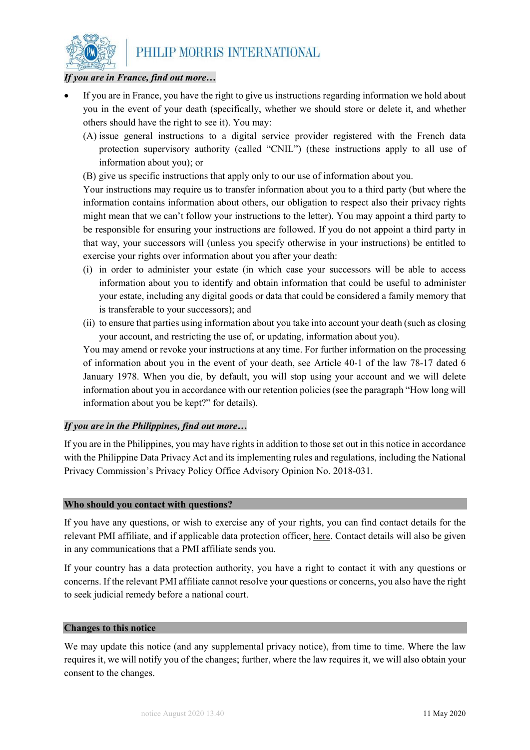*If you are in France, find out more…*

- If you are in France, you have the right to give us instructions regarding information we hold about you in the event of your death (specifically, whether we should store or delete it, and whether others should have the right to see it). You may:

  (A) issue general instructions to a digital service provider registered with the French data protection supervisory authority (called "CNIL") (these instructions apply to all use of information about you); or

  (B) give us specific instructions that apply only to our use of information about you.

  Your instructions may require us to transfer information about you to a third party (but where the information contains information about others, our obligation to respect also their privacy rights might mean that we can't follow your instructions to the letter). You may appoint a third party to be responsible for ensuring your instructions are followed. If you do not appoint a third party in that way, your successors will (unless you specify otherwise in your instructions) be entitled to exercise your rights over information about you after your death:

  (i) in order to administer your estate (in which case your successors will be able to access information about you to identify and obtain information that could be useful to administer your estate, including any digital goods or data that could be considered a family memory that is transferable to your successors); and

  (ii) to ensure that parties using information about you take into account your death (such as closing your account, and restricting the use of, or updating, information about you).

  You may amend or revoke your instructions at any time. For further information on the processing of information about you in the event of your death, see Article 40-1 of the law 78-17 dated 6 January 1978. When you die, by default, you will stop using your account and we will delete information about you in accordance with our retention policies (see the paragraph "How long will information about you be kept?" for details).

*If you are in the Philippines, find out more…*

If you are in the Philippines, you may have rights in addition to those set out in this notice in accordance with the Philippine Data Privacy Act and its implementing rules and regulations, including the National Privacy Commission's Privacy Policy Office Advisory Opinion No. 2018-031.

## Who should you contact with questions?

If you have any questions, or wish to exercise any of your rights, you can find contact details for the relevant PMI affiliate, and if applicable data protection officer, here. Contact details will also be given in any communications that a PMI affiliate sends you.

If your country has a data protection authority, you have a right to contact it with any questions or concerns. If the relevant PMI affiliate cannot resolve your questions or concerns, you also have the right to seek judicial remedy before a national court.

## Changes to this notice

We may update this notice (and any supplemental privacy notice), from time to time. Where the law requires it, we will notify you of the changes; further, where the law requires it, we will also obtain your consent to the changes.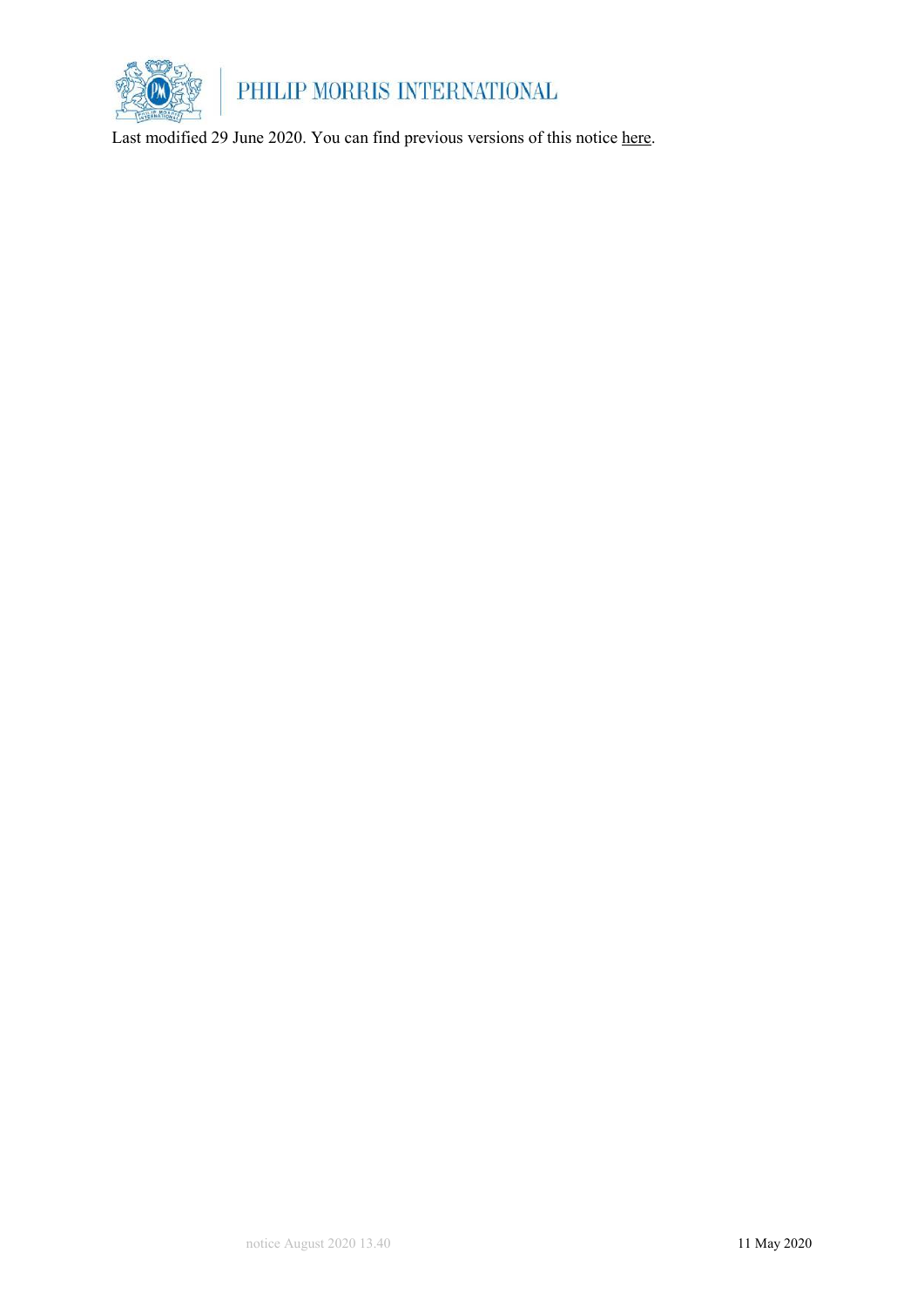Last modified 29 June 2020. You can find previous versions of this notice here.